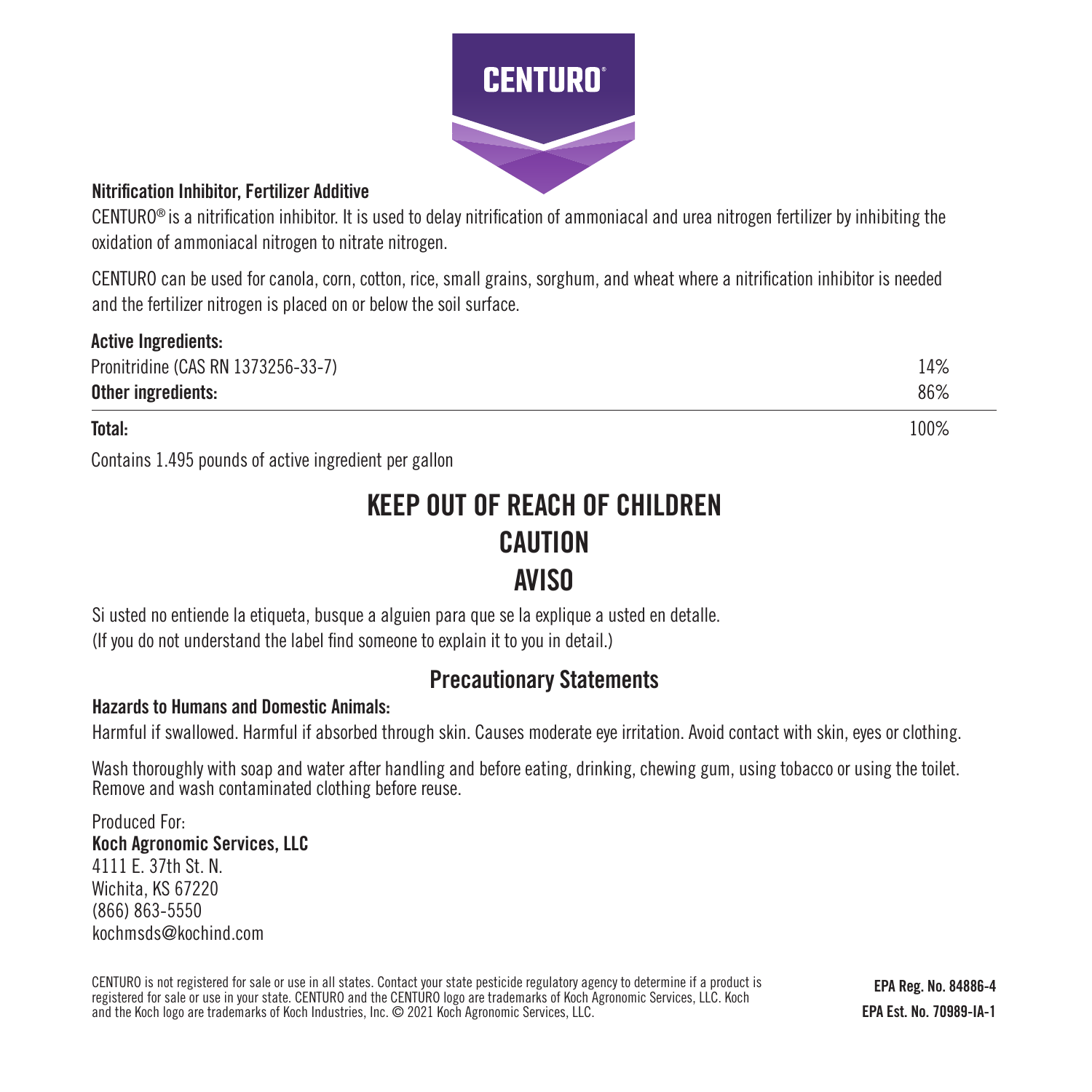# CENTURO®

**Nitrification Inhibitor, Fertilizer Additive**

CENTURO® is a nitrification inhibitor. It is used to delay nitrification of ammoniacal and urea nitrogen fertilizer by inhibiting the oxidation of ammoniacal nitrogen to nitrate nitrogen.

CENTURO can be used for canola, corn, cotton, rice, small grains, sorghum, and wheat where a nitrification inhibitor is needed and the fertilizer nitrogen is placed on or below the soil surface.

| **Active Ingredients:** | |
| --- | --- |
| Pronitridine (CAS RN 1373256-33-7) | 14% |
| **Other ingredients:** | 86% |
| **Total:** | 100% |

Contains 1.495 pounds of active ingredient per gallon

## KEEP OUT OF REACH OF CHILDREN
## CAUTION
## AVISO

Si usted no entiende la etiqueta, busque a alguien para que se la explique a usted en detalle.
(If you do not understand the label find someone to explain it to you in detail.)

## Precautionary Statements

**Hazards to Humans and Domestic Animals:**

Harmful if swallowed. Harmful if absorbed through skin. Causes moderate eye irritation. Avoid contact with skin, eyes or clothing.

Wash thoroughly with soap and water after handling and before eating, drinking, chewing gum, using tobacco or using the toilet. Remove and wash contaminated clothing before reuse.

Produced For:
**Koch Agronomic Services, LLC**
4111 E. 37th St. N.
Wichita, KS 67220
(866) 863-5550
kochmsds@kochind.com

CENTURO is not registered for sale or use in all states. Contact your state pesticide regulatory agency to determine if a product is registered for sale or use in your state. CENTURO and the CENTURO logo are trademarks of Koch Agronomic Services, LLC. Koch and the Koch logo are trademarks of Koch Industries, Inc. © 2021 Koch Agronomic Services, LLC.

**EPA Reg. No. 84886-4**

**EPA Est. No. 70989-IA-1**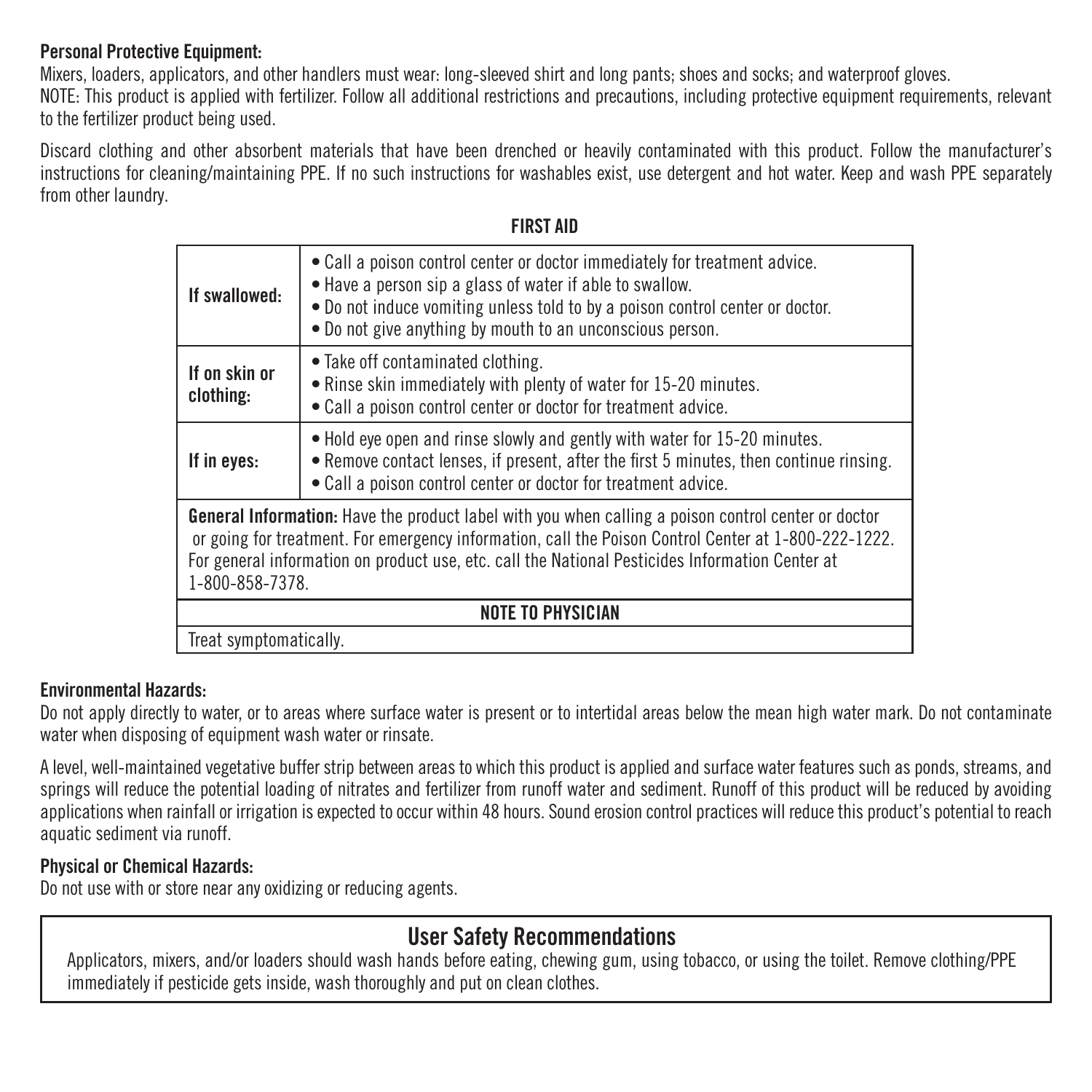**Personal Protective Equipment:**

Mixers, loaders, applicators, and other handlers must wear: long-sleeved shirt and long pants; shoes and socks; and waterproof gloves.

NOTE: This product is applied with fertilizer. Follow all additional restrictions and precautions, including protective equipment requirements, relevant to the fertilizer product being used.

Discard clothing and other absorbent materials that have been drenched or heavily contaminated with this product. Follow the manufacturer's instructions for cleaning/maintaining PPE. If no such instructions for washables exist, use detergent and hot water. Keep and wash PPE separately from other laundry.

**FIRST AID**

| | |
|---|---|
| **If swallowed:** | • Call a poison control center or doctor immediately for treatment advice.<br>• Have a person sip a glass of water if able to swallow.<br>• Do not induce vomiting unless told to by a poison control center or doctor.<br>• Do not give anything by mouth to an unconscious person. |
| **If on skin or clothing:** | • Take off contaminated clothing.<br>• Rinse skin immediately with plenty of water for 15-20 minutes.<br>• Call a poison control center or doctor for treatment advice. |
| **If in eyes:** | • Hold eye open and rinse slowly and gently with water for 15-20 minutes.<br>• Remove contact lenses, if present, after the first 5 minutes, then continue rinsing.<br>• Call a poison control center or doctor for treatment advice. |
| **General Information:** Have the product label with you when calling a poison control center or doctor or going for treatment. For emergency information, call the Poison Control Center at 1-800-222-1222. For general information on product use, etc. call the National Pesticides Information Center at 1-800-858-7378. | |
| **NOTE TO PHYSICIAN** | |
| Treat symptomatically. | |

**Environmental Hazards:**

Do not apply directly to water, or to areas where surface water is present or to intertidal areas below the mean high water mark. Do not contaminate water when disposing of equipment wash water or rinsate.

A level, well-maintained vegetative buffer strip between areas to which this product is applied and surface water features such as ponds, streams, and springs will reduce the potential loading of nitrates and fertilizer from runoff water and sediment. Runoff of this product will be reduced by avoiding applications when rainfall or irrigation is expected to occur within 48 hours. Sound erosion control practices will reduce this product's potential to reach aquatic sediment via runoff.

**Physical or Chemical Hazards:**

Do not use with or store near any oxidizing or reducing agents.

## User Safety Recommendations

Applicators, mixers, and/or loaders should wash hands before eating, chewing gum, using tobacco, or using the toilet. Remove clothing/PPE immediately if pesticide gets inside, wash thoroughly and put on clean clothes.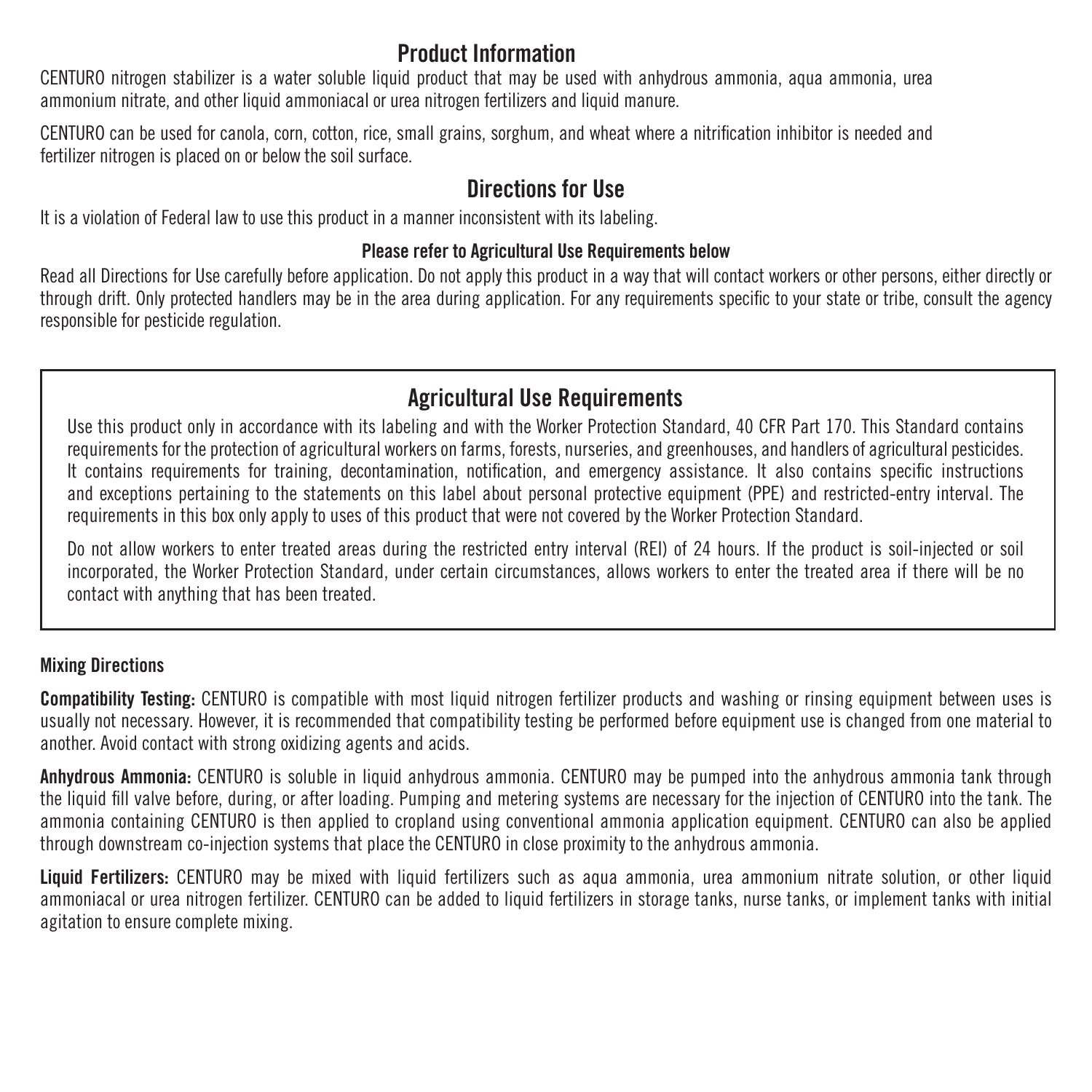## Product Information

CENTURO nitrogen stabilizer is a water soluble liquid product that may be used with anhydrous ammonia, aqua ammonia, urea ammonium nitrate, and other liquid ammoniacal or urea nitrogen fertilizers and liquid manure.

CENTURO can be used for canola, corn, cotton, rice, small grains, sorghum, and wheat where a nitrification inhibitor is needed and fertilizer nitrogen is placed on or below the soil surface.

## Directions for Use

It is a violation of Federal law to use this product in a manner inconsistent with its labeling.

**Please refer to Agricultural Use Requirements below**

Read all Directions for Use carefully before application. Do not apply this product in a way that will contact workers or other persons, either directly or through drift. Only protected handlers may be in the area during application. For any requirements specific to your state or tribe, consult the agency responsible for pesticide regulation.

## Agricultural Use Requirements

Use this product only in accordance with its labeling and with the Worker Protection Standard, 40 CFR Part 170. This Standard contains requirements for the protection of agricultural workers on farms, forests, nurseries, and greenhouses, and handlers of agricultural pesticides. It contains requirements for training, decontamination, notification, and emergency assistance. It also contains specific instructions and exceptions pertaining to the statements on this label about personal protective equipment (PPE) and restricted-entry interval. The requirements in this box only apply to uses of this product that were not covered by the Worker Protection Standard.

Do not allow workers to enter treated areas during the restricted entry interval (REI) of 24 hours. If the product is soil-injected or soil incorporated, the Worker Protection Standard, under certain circumstances, allows workers to enter the treated area if there will be no contact with anything that has been treated.

### Mixing Directions

**Compatibility Testing:** CENTURO is compatible with most liquid nitrogen fertilizer products and washing or rinsing equipment between uses is usually not necessary. However, it is recommended that compatibility testing be performed before equipment use is changed from one material to another. Avoid contact with strong oxidizing agents and acids.

**Anhydrous Ammonia:** CENTURO is soluble in liquid anhydrous ammonia. CENTURO may be pumped into the anhydrous ammonia tank through the liquid fill valve before, during, or after loading. Pumping and metering systems are necessary for the injection of CENTURO into the tank. The ammonia containing CENTURO is then applied to cropland using conventional ammonia application equipment. CENTURO can also be applied through downstream co-injection systems that place the CENTURO in close proximity to the anhydrous ammonia.

**Liquid Fertilizers:** CENTURO may be mixed with liquid fertilizers such as aqua ammonia, urea ammonium nitrate solution, or other liquid ammoniacal or urea nitrogen fertilizer. CENTURO can be added to liquid fertilizers in storage tanks, nurse tanks, or implement tanks with initial agitation to ensure complete mixing.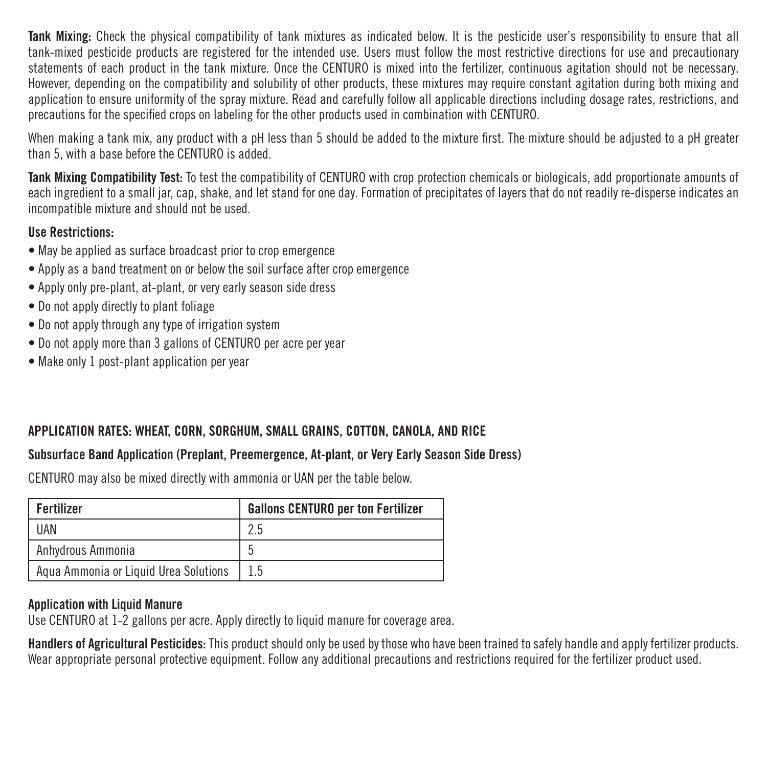**Tank Mixing:** Check the physical compatibility of tank mixtures as indicated below. It is the pesticide user's responsibility to ensure that all tank-mixed pesticide products are registered for the intended use. Users must follow the most restrictive directions for use and precautionary statements of each product in the tank mixture. Once the CENTURO is mixed into the fertilizer, continuous agitation should not be necessary. However, depending on the compatibility and solubility of other products, these mixtures may require constant agitation during both mixing and application to ensure uniformity of the spray mixture. Read and carefully follow all applicable directions including dosage rates, restrictions, and precautions for the specified crops on labeling for the other products used in combination with CENTURO.

When making a tank mix, any product with a pH less than 5 should be added to the mixture first. The mixture should be adjusted to a pH greater than 5, with a base before the CENTURO is added.

**Tank Mixing Compatibility Test:** To test the compatibility of CENTURO with crop protection chemicals or biologicals, add proportionate amounts of each ingredient to a small jar, cap, shake, and let stand for one day. Formation of precipitates of layers that do not readily re-disperse indicates an incompatible mixture and should not be used.

**Use Restrictions:**

- May be applied as surface broadcast prior to crop emergence
- Apply as a band treatment on or below the soil surface after crop emergence
- Apply only pre-plant, at-plant, or very early season side dress
- Do not apply directly to plant foliage
- Do not apply through any type of irrigation system
- Do not apply more than 3 gallons of CENTURO per acre per year
- Make only 1 post-plant application per year

## APPLICATION RATES: WHEAT, CORN, SORGHUM, SMALL GRAINS, COTTON, CANOLA, AND RICE

### Subsurface Band Application (Preplant, Preemergence, At-plant, or Very Early Season Side Dress)

CENTURO may also be mixed directly with ammonia or UAN per the table below.

| Fertilizer | Gallons CENTURO per ton Fertilizer |
|---|---|
| UAN | 2.5 |
| Anhydrous Ammonia | 5 |
| Aqua Ammonia or Liquid Urea Solutions | 1.5 |

### Application with Liquid Manure

Use CENTURO at 1-2 gallons per acre. Apply directly to liquid manure for coverage area.

**Handlers of Agricultural Pesticides:** This product should only be used by those who have been trained to safely handle and apply fertilizer products. Wear appropriate personal protective equipment. Follow any additional precautions and restrictions required for the fertilizer product used.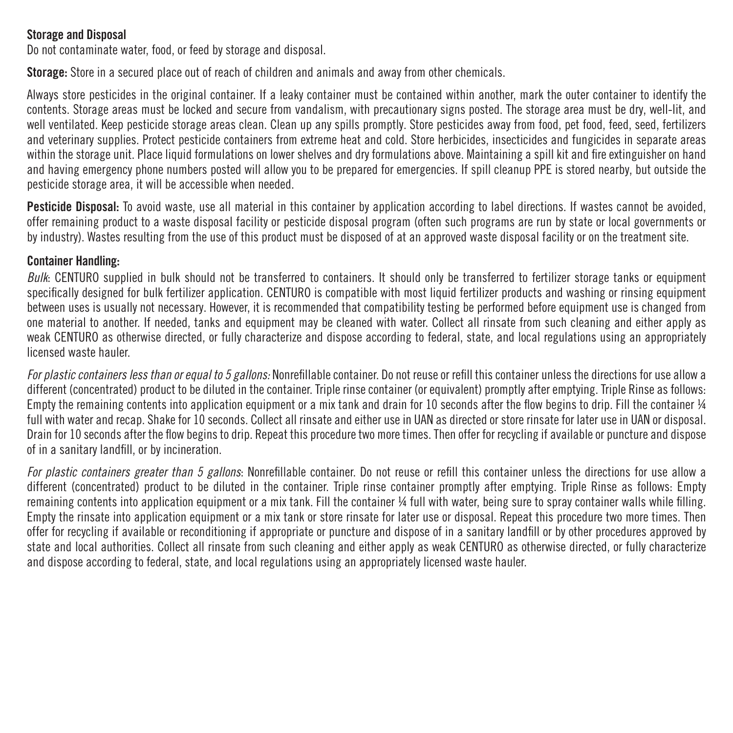### Storage and Disposal

Do not contaminate water, food, or feed by storage and disposal.

**Storage:** Store in a secured place out of reach of children and animals and away from other chemicals.

Always store pesticides in the original container. If a leaky container must be contained within another, mark the outer container to identify the contents. Storage areas must be locked and secure from vandalism, with precautionary signs posted. The storage area must be dry, well-lit, and well ventilated. Keep pesticide storage areas clean. Clean up any spills promptly. Store pesticides away from food, pet food, feed, seed, fertilizers and veterinary supplies. Protect pesticide containers from extreme heat and cold. Store herbicides, insecticides and fungicides in separate areas within the storage unit. Place liquid formulations on lower shelves and dry formulations above. Maintaining a spill kit and fire extinguisher on hand and having emergency phone numbers posted will allow you to be prepared for emergencies. If spill cleanup PPE is stored nearby, but outside the pesticide storage area, it will be accessible when needed.

**Pesticide Disposal:** To avoid waste, use all material in this container by application according to label directions. If wastes cannot be avoided, offer remaining product to a waste disposal facility or pesticide disposal program (often such programs are run by state or local governments or by industry). Wastes resulting from the use of this product must be disposed of at an approved waste disposal facility or on the treatment site.

**Container Handling:**

*Bulk*: CENTURO supplied in bulk should not be transferred to containers. It should only be transferred to fertilizer storage tanks or equipment specifically designed for bulk fertilizer application. CENTURO is compatible with most liquid fertilizer products and washing or rinsing equipment between uses is usually not necessary. However, it is recommended that compatibility testing be performed before equipment use is changed from one material to another. If needed, tanks and equipment may be cleaned with water. Collect all rinsate from such cleaning and either apply as weak CENTURO as otherwise directed, or fully characterize and dispose according to federal, state, and local regulations using an appropriately licensed waste hauler.

*For plastic containers less than or equal to 5 gallons:* Nonrefillable container. Do not reuse or refill this container unless the directions for use allow a different (concentrated) product to be diluted in the container. Triple rinse container (or equivalent) promptly after emptying. Triple Rinse as follows: Empty the remaining contents into application equipment or a mix tank and drain for 10 seconds after the flow begins to drip. Fill the container ¼ full with water and recap. Shake for 10 seconds. Collect all rinsate and either use in UAN as directed or store rinsate for later use in UAN or disposal. Drain for 10 seconds after the flow begins to drip. Repeat this procedure two more times. Then offer for recycling if available or puncture and dispose of in a sanitary landfill, or by incineration.

*For plastic containers greater than 5 gallons*: Nonrefillable container. Do not reuse or refill this container unless the directions for use allow a different (concentrated) product to be diluted in the container. Triple rinse container promptly after emptying. Triple Rinse as follows: Empty remaining contents into application equipment or a mix tank. Fill the container ¼ full with water, being sure to spray container walls while filling. Empty the rinsate into application equipment or a mix tank or store rinsate for later use or disposal. Repeat this procedure two more times. Then offer for recycling if available or reconditioning if appropriate or puncture and dispose of in a sanitary landfill or by other procedures approved by state and local authorities. Collect all rinsate from such cleaning and either apply as weak CENTURO as otherwise directed, or fully characterize and dispose according to federal, state, and local regulations using an appropriately licensed waste hauler.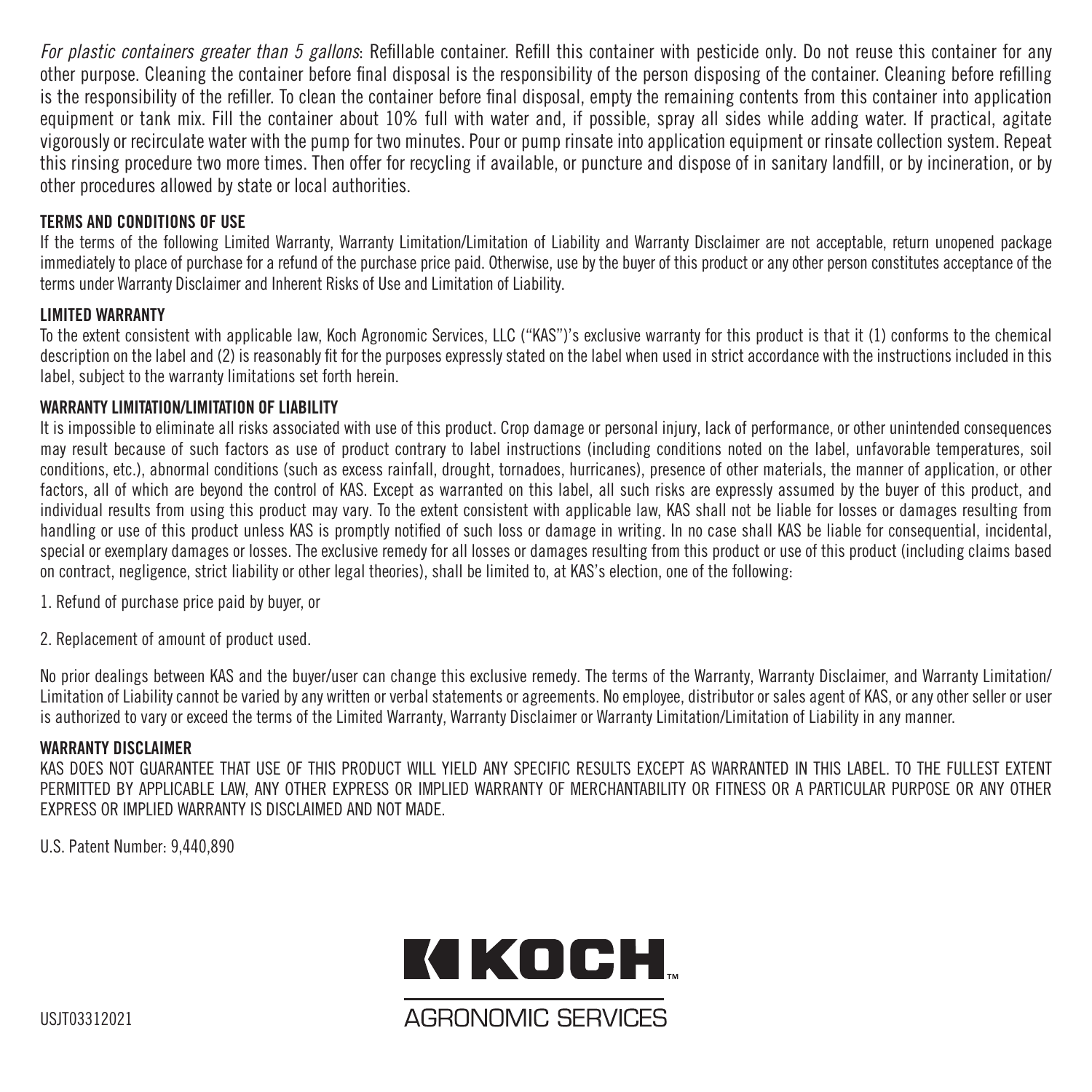*For plastic containers greater than 5 gallons*: Refillable container. Refill this container with pesticide only. Do not reuse this container for any other purpose. Cleaning the container before final disposal is the responsibility of the person disposing of the container. Cleaning before refilling is the responsibility of the refiller. To clean the container before final disposal, empty the remaining contents from this container into application equipment or tank mix. Fill the container about 10% full with water and, if possible, spray all sides while adding water. If practical, agitate vigorously or recirculate water with the pump for two minutes. Pour or pump rinsate into application equipment or rinsate collection system. Repeat this rinsing procedure two more times. Then offer for recycling if available, or puncture and dispose of in sanitary landfill, or by incineration, or by other procedures allowed by state or local authorities.

**TERMS AND CONDITIONS OF USE**

If the terms of the following Limited Warranty, Warranty Limitation/Limitation of Liability and Warranty Disclaimer are not acceptable, return unopened package immediately to place of purchase for a refund of the purchase price paid. Otherwise, use by the buyer of this product or any other person constitutes acceptance of the terms under Warranty Disclaimer and Inherent Risks of Use and Limitation of Liability.

**LIMITED WARRANTY**

To the extent consistent with applicable law, Koch Agronomic Services, LLC ("KAS")'s exclusive warranty for this product is that it (1) conforms to the chemical description on the label and (2) is reasonably fit for the purposes expressly stated on the label when used in strict accordance with the instructions included in this label, subject to the warranty limitations set forth herein.

**WARRANTY LIMITATION/LIMITATION OF LIABILITY**

It is impossible to eliminate all risks associated with use of this product. Crop damage or personal injury, lack of performance, or other unintended consequences may result because of such factors as use of product contrary to label instructions (including conditions noted on the label, unfavorable temperatures, soil conditions, etc.), abnormal conditions (such as excess rainfall, drought, tornadoes, hurricanes), presence of other materials, the manner of application, or other factors, all of which are beyond the control of KAS. Except as warranted on this label, all such risks are expressly assumed by the buyer of this product, and individual results from using this product may vary. To the extent consistent with applicable law, KAS shall not be liable for losses or damages resulting from handling or use of this product unless KAS is promptly notified of such loss or damage in writing. In no case shall KAS be liable for consequential, incidental, special or exemplary damages or losses. The exclusive remedy for all losses or damages resulting from this product or use of this product (including claims based on contract, negligence, strict liability or other legal theories), shall be limited to, at KAS's election, one of the following:

1. Refund of purchase price paid by buyer, or

2. Replacement of amount of product used.

No prior dealings between KAS and the buyer/user can change this exclusive remedy. The terms of the Warranty, Warranty Disclaimer, and Warranty Limitation/Limitation of Liability cannot be varied by any written or verbal statements or agreements. No employee, distributor or sales agent of KAS, or any other seller or user is authorized to vary or exceed the terms of the Limited Warranty, Warranty Disclaimer or Warranty Limitation/Limitation of Liability in any manner.

**WARRANTY DISCLAIMER**

KAS DOES NOT GUARANTEE THAT USE OF THIS PRODUCT WILL YIELD ANY SPECIFIC RESULTS EXCEPT AS WARRANTED IN THIS LABEL. TO THE FULLEST EXTENT PERMITTED BY APPLICABLE LAW, ANY OTHER EXPRESS OR IMPLIED WARRANTY OF MERCHANTABILITY OR FITNESS OR A PARTICULAR PURPOSE OR ANY OTHER EXPRESS OR IMPLIED WARRANTY IS DISCLAIMED AND NOT MADE.

U.S. Patent Number: 9,440,890

KOCH™

AGRONOMIC SERVICES

USJT03312021